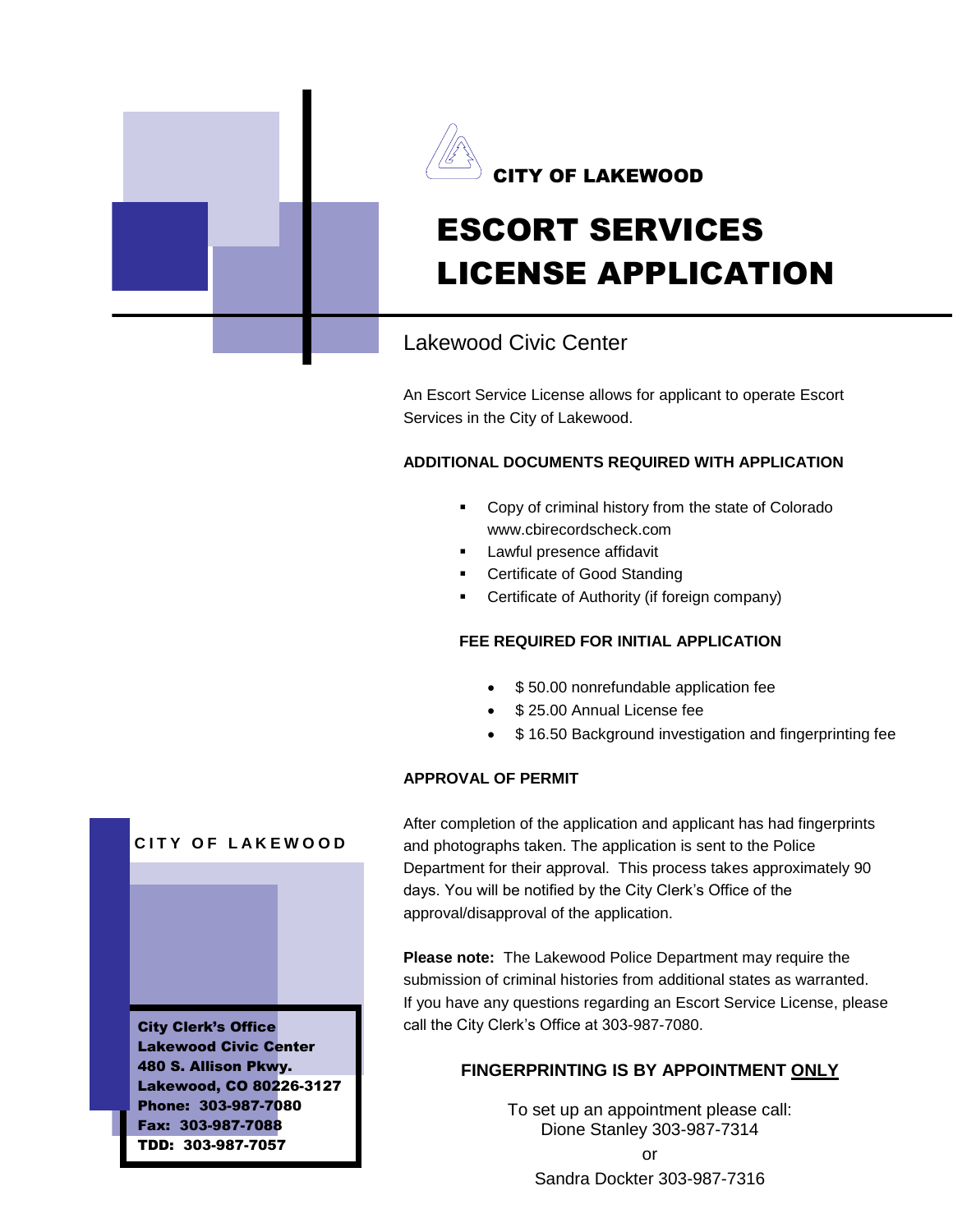CITY OF LAKEWOOD

# ESCORT SERVICES LICENSE APPLICATION

## Lakewood Civic Center

An Escort Service License allows for applicant to operate Escort Services in the City of Lakewood.

**ADDITIONAL DOCUMENTS REQUIRED WITH APPLICATION**

- Copy of criminal history from the state of Colorado www.cbirecordscheck.com
- Lawful presence affidavit
- Certificate of Good Standing
- Certificate of Authority (if foreign company)

**FEE REQUIRED FOR INITIAL APPLICATION**

- $ 50.00 nonrefundable application fee
- $ 25.00 Annual License fee
- $ 16.50 Background investigation and fingerprinting fee

**APPROVAL OF PERMIT**

After completion of the application and applicant has had fingerprints and photographs taken. The application is sent to the Police Department for their approval. This process takes approximately 90 days. You will be notified by the City Clerk's Office of the approval/disapproval of the application.

**Please note:** The Lakewood Police Department may require the submission of criminal histories from additional states as warranted. If you have any questions regarding an Escort Service License, please call the City Clerk's Office at 303-987-7080.

**FINGERPRINTING IS BY APPOINTMENT ONLY**

To set up an appointment please call:
Dione Stanley 303-987-7314
or
Sandra Dockter 303-987-7316

CITY OF LAKEWOOD

**City Clerk's Office**
**Lakewood Civic Center**
**480 S. Allison Pkwy.**
**Lakewood, CO 80226-3127**
**Phone: 303-987-7080**
**Fax: 303-987-7088**
**TDD: 303-987-7057**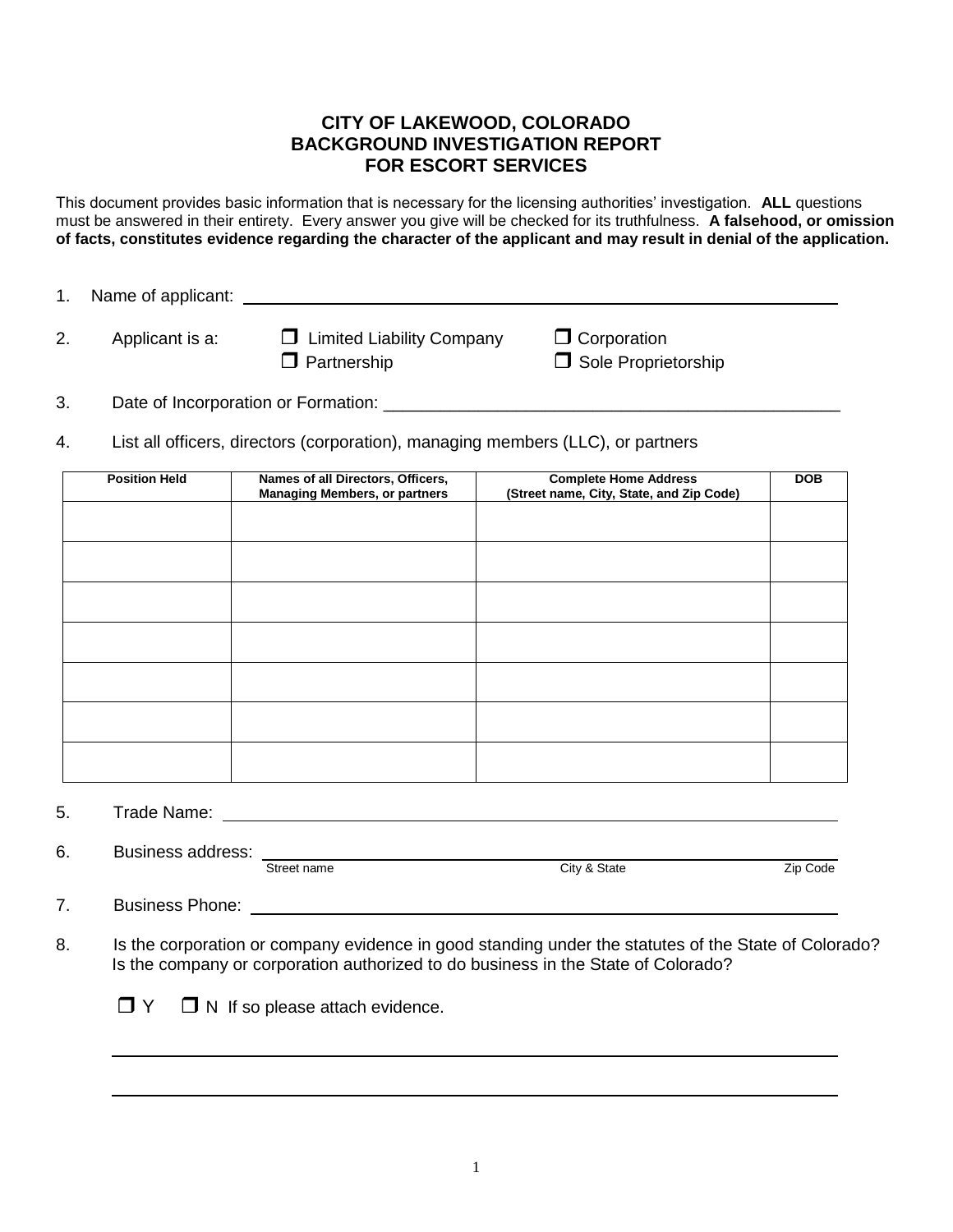# CITY OF LAKEWOOD, COLORADO
# BACKGROUND INVESTIGATION REPORT
# FOR ESCORT SERVICES

This document provides basic information that is necessary for the licensing authorities' investigation. **ALL** questions must be answered in their entirety. Every answer you give will be checked for its truthfulness. **A falsehood, or omission of facts, constitutes evidence regarding the character of the applicant and may result in denial of the application.**

1. Name of applicant: ______________________________

2. Applicant is a: ☐ Limited Liability Company ☐ Corporation ☐ Partnership ☐ Sole Proprietorship

3. Date of Incorporation or Formation: ______________________________

4. List all officers, directors (corporation), managing members (LLC), or partners

| Position Held | Names of all Directors, Officers, Managing Members, or partners | Complete Home Address (Street name, City, State, and Zip Code) | DOB |
|---|---|---|---|
| | | | |
| | | | |
| | | | |
| | | | |
| | | | |
| | | | |
| | | | |

5. Trade Name: ______________________________

6. Business address: ______________________________
   Street name City & State Zip Code

7. Business Phone: ______________________________

8. Is the corporation or company evidence in good standing under the statutes of the State of Colorado? Is the company or corporation authorized to do business in the State of Colorado?

   ☐ Y ☐ N If so please attach evidence.

   ______________________________

   ______________________________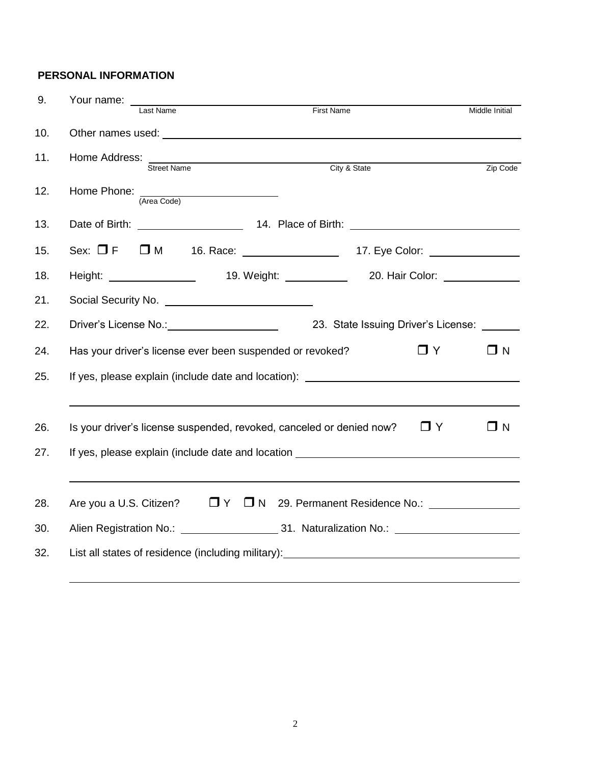**PERSONAL INFORMATION**

9. Your name: \_\_\_\_\_\_\_\_\_\_\_\_\_\_\_\_\_\_\_\_\_\_\_\_\_\_\_\_\_\_\_\_\_\_\_\_\_\_\_\_\_\_\_\_\_\_\_\_\_\_\_\_\_\_
   Last Name First Name Middle Initial

10. Other names used: \_\_\_\_\_\_\_\_\_\_\_\_\_\_\_\_\_\_\_\_\_\_\_\_\_\_\_\_\_\_\_\_\_\_\_\_\_\_\_\_\_\_\_\_\_\_\_\_

11. Home Address: \_\_\_\_\_\_\_\_\_\_\_\_\_\_\_\_\_\_\_\_\_\_\_\_\_\_\_\_\_\_\_\_\_\_\_\_\_\_\_\_\_\_\_\_\_\_\_\_\_\_\_\_\_\_
    Street Name City & State Zip Code

12. Home Phone: \_\_\_\_\_\_\_\_\_\_\_\_\_\_\_\_\_\_\_\_
    (Area Code)

13. Date of Birth: \_\_\_\_\_\_\_\_\_\_\_\_\_\_ 14. Place of Birth: \_\_\_\_\_\_\_\_\_\_\_\_\_\_\_\_\_\_\_\_\_\_

15. Sex: ❒ F ❒ M 16. Race: \_\_\_\_\_\_\_\_\_\_\_\_\_ 17. Eye Color: \_\_\_\_\_\_\_\_\_\_\_\_\_

18. Height: \_\_\_\_\_\_\_\_\_\_\_\_ 19. Weight: \_\_\_\_\_\_\_\_\_ 20. Hair Color: \_\_\_\_\_\_\_\_\_\_\_

21. Social Security No. \_\_\_\_\_\_\_\_\_\_\_\_\_\_\_\_\_\_\_\_

22. Driver's License No.: \_\_\_\_\_\_\_\_\_\_\_\_\_\_\_\_ 23. State Issuing Driver's License: \_\_\_\_\_

24. Has your driver's license ever been suspended or revoked? ❒ Y ❒ N

25. If yes, please explain (include date and location): \_\_\_\_\_\_\_\_\_\_\_\_\_\_\_\_\_\_\_\_\_\_\_\_\_\_\_\_\_\_

    \_\_\_\_\_\_\_\_\_\_\_\_\_\_\_\_\_\_\_\_\_\_\_\_\_\_\_\_\_\_\_\_\_\_\_\_\_\_\_\_\_\_\_\_\_\_\_\_\_\_\_\_\_\_\_\_\_\_\_\_\_\_\_\_\_\_

26. Is your driver's license suspended, revoked, canceled or denied now? ❒ Y ❒ N

27. If yes, please explain (include date and location \_\_\_\_\_\_\_\_\_\_\_\_\_\_\_\_\_\_\_\_\_\_\_\_\_\_\_\_\_\_

    \_\_\_\_\_\_\_\_\_\_\_\_\_\_\_\_\_\_\_\_\_\_\_\_\_\_\_\_\_\_\_\_\_\_\_\_\_\_\_\_\_\_\_\_\_\_\_\_\_\_\_\_\_\_\_\_\_\_\_\_\_\_\_\_\_\_

28. Are you a U.S. Citizen? ❒ Y ❒ N 29. Permanent Residence No.: \_\_\_\_\_\_\_\_\_\_\_\_\_

30. Alien Registration No.: \_\_\_\_\_\_\_\_\_\_\_\_\_\_ 31. Naturalization No.: \_\_\_\_\_\_\_\_\_\_\_\_\_\_\_\_\_

32. List all states of residence (including military): \_\_\_\_\_\_\_\_\_\_\_\_\_\_\_\_\_\_\_\_\_\_\_\_\_\_\_\_\_\_

    \_\_\_\_\_\_\_\_\_\_\_\_\_\_\_\_\_\_\_\_\_\_\_\_\_\_\_\_\_\_\_\_\_\_\_\_\_\_\_\_\_\_\_\_\_\_\_\_\_\_\_\_\_\_\_\_\_\_\_\_\_\_\_\_\_\_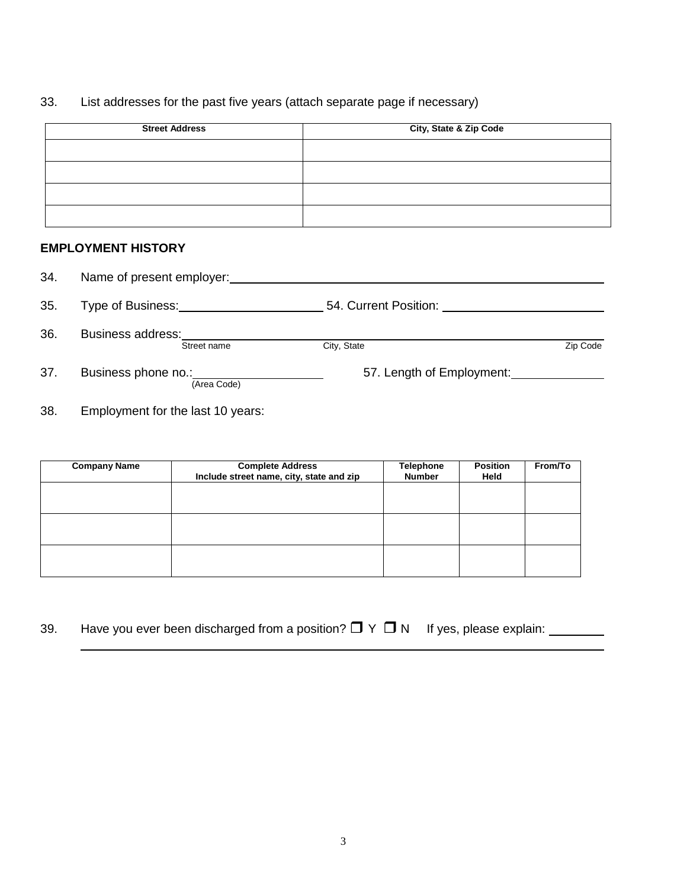33. List addresses for the past five years (attach separate page if necessary)

| Street Address | City, State & Zip Code |
|---|---|
| | |
| | |
| | |
| | |

## EMPLOYMENT HISTORY

34. Name of present employer: ________________________________________________

35. Type of Business: ______________________ 54. Current Position: ________________________

36. Business address: ________________________________________________
Street name City, State Zip Code

37. Business phone no.: ____________________ 57. Length of Employment: ______________
(Area Code)

38. Employment for the last 10 years:

| Company Name | Complete Address Include street name, city, state and zip | Telephone Number | Position Held | From/To |
|---|---|---|---|---|
| | | | | |
| | | | | |
| | | | | |

39. Have you ever been discharged from a position? ❑ Y ❑ N If yes, please explain: ________

________________________________________________________________________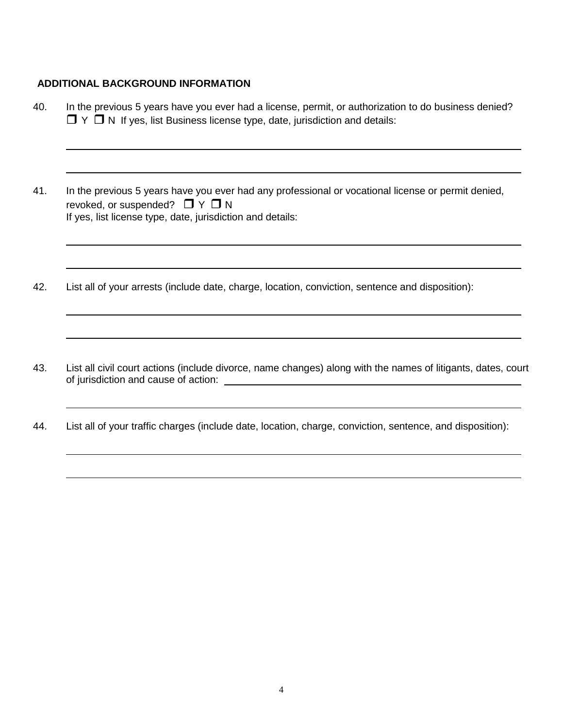## ADDITIONAL BACKGROUND INFORMATION

40. In the previous 5 years have you ever had a license, permit, or authorization to do business denied?
☐ Y ☐ N If yes, list Business license type, date, jurisdiction and details:

\_\_\_\_\_\_\_\_\_\_\_\_\_\_\_\_\_\_\_\_\_\_\_\_\_\_\_\_\_\_\_\_\_\_\_\_\_\_\_\_\_\_\_\_\_\_\_\_\_\_\_\_\_\_\_\_\_\_\_\_\_\_\_\_\_\_\_\_\_\_\_\_

\_\_\_\_\_\_\_\_\_\_\_\_\_\_\_\_\_\_\_\_\_\_\_\_\_\_\_\_\_\_\_\_\_\_\_\_\_\_\_\_\_\_\_\_\_\_\_\_\_\_\_\_\_\_\_\_\_\_\_\_\_\_\_\_\_\_\_\_\_\_\_\_

41. In the previous 5 years have you ever had any professional or vocational license or permit denied, revoked, or suspended? ☐ Y ☐ N
If yes, list license type, date, jurisdiction and details:

\_\_\_\_\_\_\_\_\_\_\_\_\_\_\_\_\_\_\_\_\_\_\_\_\_\_\_\_\_\_\_\_\_\_\_\_\_\_\_\_\_\_\_\_\_\_\_\_\_\_\_\_\_\_\_\_\_\_\_\_\_\_\_\_\_\_\_\_\_\_\_\_

\_\_\_\_\_\_\_\_\_\_\_\_\_\_\_\_\_\_\_\_\_\_\_\_\_\_\_\_\_\_\_\_\_\_\_\_\_\_\_\_\_\_\_\_\_\_\_\_\_\_\_\_\_\_\_\_\_\_\_\_\_\_\_\_\_\_\_\_\_\_\_\_

42. List all of your arrests (include date, charge, location, conviction, sentence and disposition):

\_\_\_\_\_\_\_\_\_\_\_\_\_\_\_\_\_\_\_\_\_\_\_\_\_\_\_\_\_\_\_\_\_\_\_\_\_\_\_\_\_\_\_\_\_\_\_\_\_\_\_\_\_\_\_\_\_\_\_\_\_\_\_\_\_\_\_\_\_\_\_\_

\_\_\_\_\_\_\_\_\_\_\_\_\_\_\_\_\_\_\_\_\_\_\_\_\_\_\_\_\_\_\_\_\_\_\_\_\_\_\_\_\_\_\_\_\_\_\_\_\_\_\_\_\_\_\_\_\_\_\_\_\_\_\_\_\_\_\_\_\_\_\_\_

43. List all civil court actions (include divorce, name changes) along with the names of litigants, dates, court of jurisdiction and cause of action: \_\_\_\_\_\_\_\_\_\_\_\_\_\_\_\_\_\_\_\_\_\_\_\_\_\_\_\_\_\_\_\_\_\_\_\_\_\_\_\_

\_\_\_\_\_\_\_\_\_\_\_\_\_\_\_\_\_\_\_\_\_\_\_\_\_\_\_\_\_\_\_\_\_\_\_\_\_\_\_\_\_\_\_\_\_\_\_\_\_\_\_\_\_\_\_\_\_\_\_\_\_\_\_\_\_\_\_\_\_\_\_\_

44. List all of your traffic charges (include date, location, charge, conviction, sentence, and disposition):

\_\_\_\_\_\_\_\_\_\_\_\_\_\_\_\_\_\_\_\_\_\_\_\_\_\_\_\_\_\_\_\_\_\_\_\_\_\_\_\_\_\_\_\_\_\_\_\_\_\_\_\_\_\_\_\_\_\_\_\_\_\_\_\_\_\_\_\_\_\_\_\_

\_\_\_\_\_\_\_\_\_\_\_\_\_\_\_\_\_\_\_\_\_\_\_\_\_\_\_\_\_\_\_\_\_\_\_\_\_\_\_\_\_\_\_\_\_\_\_\_\_\_\_\_\_\_\_\_\_\_\_\_\_\_\_\_\_\_\_\_\_\_\_\_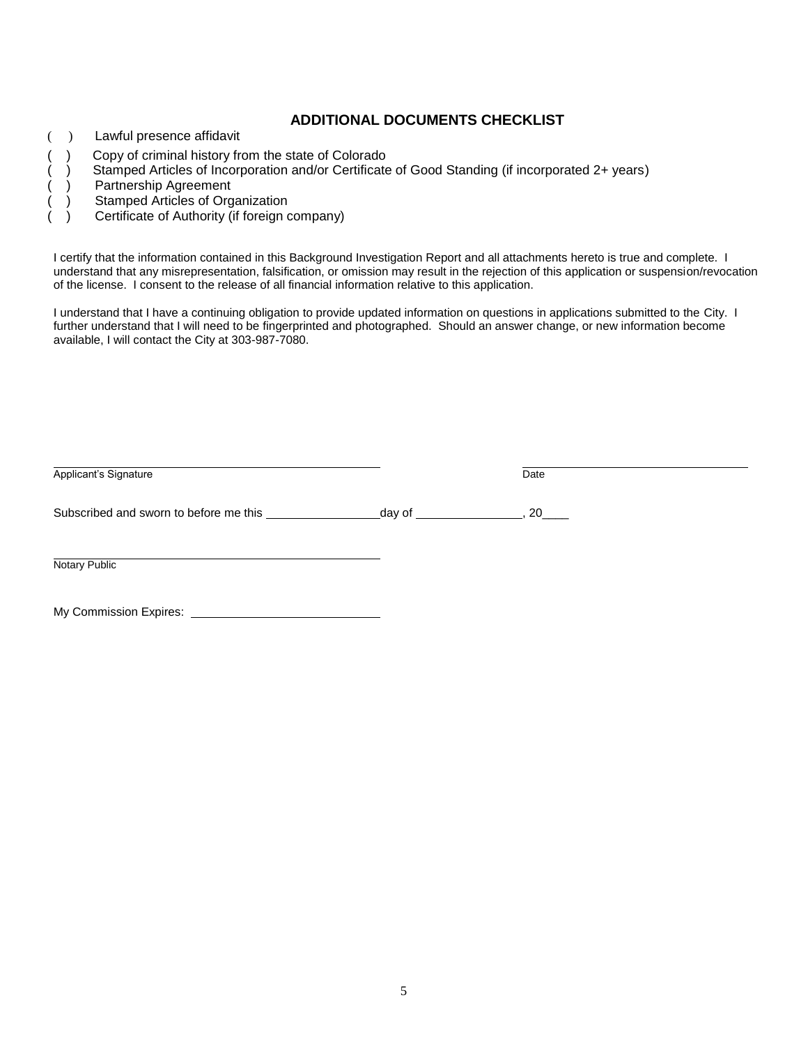## ADDITIONAL DOCUMENTS CHECKLIST

( ) Lawful presence affidavit

( ) Copy of criminal history from the state of Colorado

( ) Stamped Articles of Incorporation and/or Certificate of Good Standing (if incorporated 2+ years)

( ) Partnership Agreement

( ) Stamped Articles of Organization

( ) Certificate of Authority (if foreign company)

I certify that the information contained in this Background Investigation Report and all attachments hereto is true and complete. I understand that any misrepresentation, falsification, or omission may result in the rejection of this application or suspension/revocation of the license. I consent to the release of all financial information relative to this application.

I understand that I have a continuing obligation to provide updated information on questions in applications submitted to the City. I further understand that I will need to be fingerprinted and photographed. Should an answer change, or new information become available, I will contact the City at 303-987-7080.

______________________________________________ ______________________________

Applicant's Signature Date

Subscribed and sworn to before me this ________________ day of ________________, 20____

______________________________________________

Notary Public

My Commission Expires: ____________________________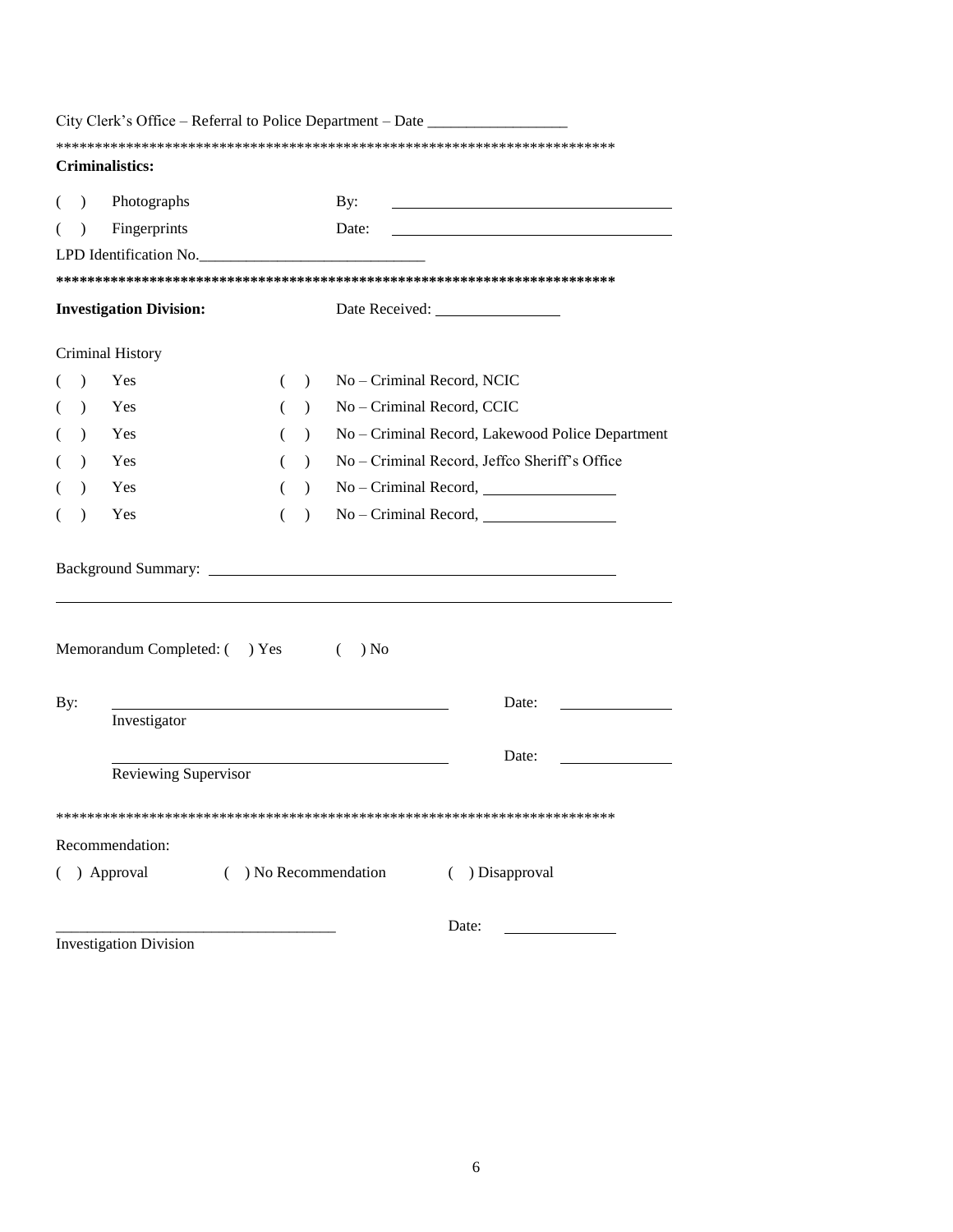City Clerk's Office – Referral to Police Department – Date _________________

***************************************************************************

**Criminalistics:**

( ) Photographs By: ___________________________________

( ) Fingerprints Date: ___________________________________

LPD Identification No.____________________________

***************************************************************************

**Investigation Division:** Date Received: ________________

Criminal History

( ) Yes ( ) No – Criminal Record, NCIC

( ) Yes ( ) No – Criminal Record, CCIC

( ) Yes ( ) No – Criminal Record, Lakewood Police Department

( ) Yes ( ) No – Criminal Record, Jeffco Sheriff's Office

( ) Yes ( ) No – Criminal Record, _________________

( ) Yes ( ) No – Criminal Record, _________________

Background Summary: ___________________________________________________

_____________________________________________________________________________

Memorandum Completed: ( ) Yes ( ) No

By: ___________________________________________ Date: ______________
Investigator

___________________________________________ Date: ______________
Reviewing Supervisor

***************************************************************************

Recommendation:

( ) Approval ( ) No Recommendation ( ) Disapproval

___________________________________ Date: ______________
Investigation Division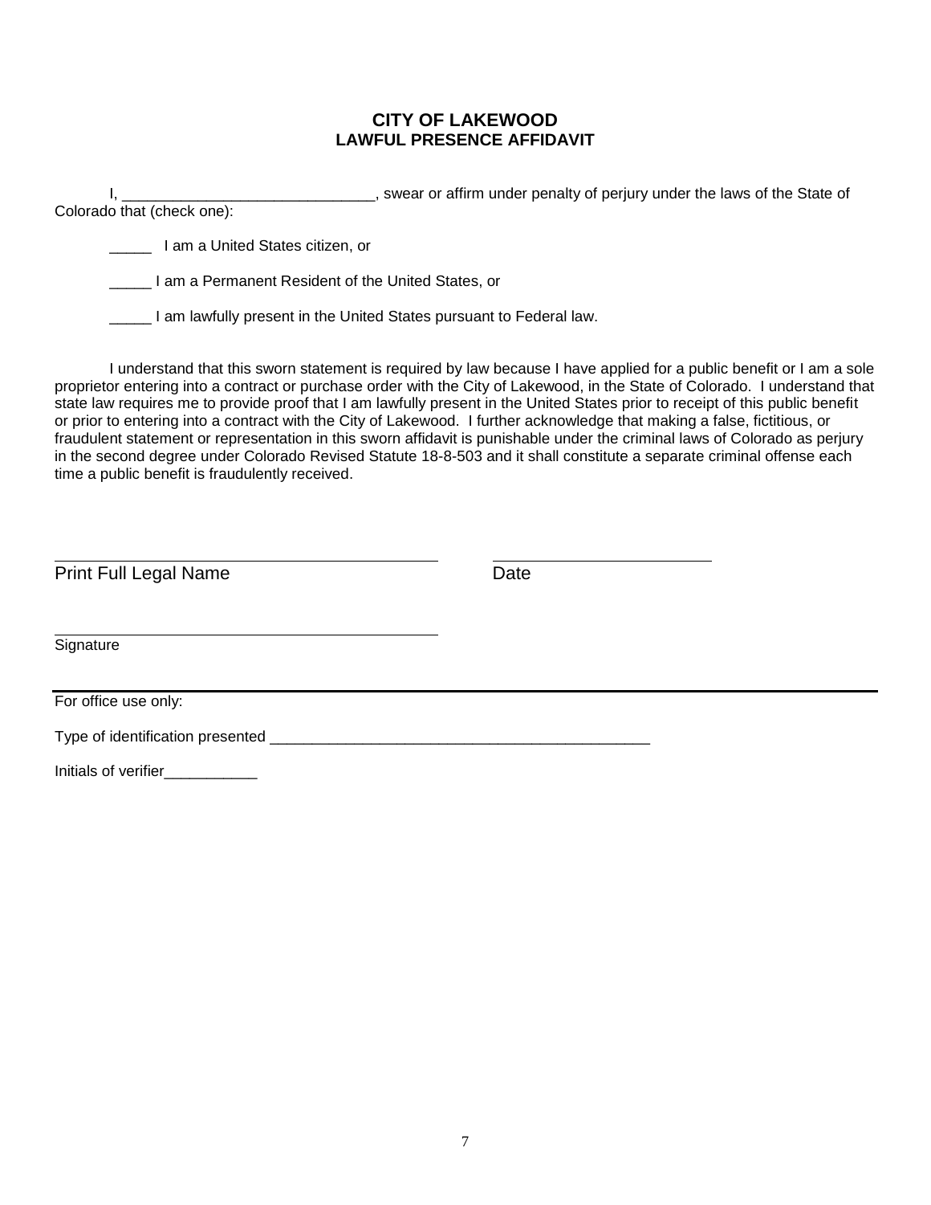## CITY OF LAKEWOOD
## LAWFUL PRESENCE AFFIDAVIT

I, _____________________________, swear or affirm under penalty of perjury under the laws of the State of Colorado that (check one):

_____ I am a United States citizen, or

_____ I am a Permanent Resident of the United States, or

_____ I am lawfully present in the United States pursuant to Federal law.

I understand that this sworn statement is required by law because I have applied for a public benefit or I am a sole proprietor entering into a contract or purchase order with the City of Lakewood, in the State of Colorado. I understand that state law requires me to provide proof that I am lawfully present in the United States prior to receipt of this public benefit or prior to entering into a contract with the City of Lakewood. I further acknowledge that making a false, fictitious, or fraudulent statement or representation in this sworn affidavit is punishable under the criminal laws of Colorado as perjury in the second degree under Colorado Revised Statute 18-8-503 and it shall constitute a separate criminal offense each time a public benefit is fraudulently received.

_____________________________________________ &nbsp;&nbsp;&nbsp;&nbsp; _________________________

Print Full Legal Name &nbsp;&nbsp;&nbsp;&nbsp; Date

_____________________________________________

Signature

---

For office use only:

Type of identification presented _____________________________________________

Initials of verifier___________